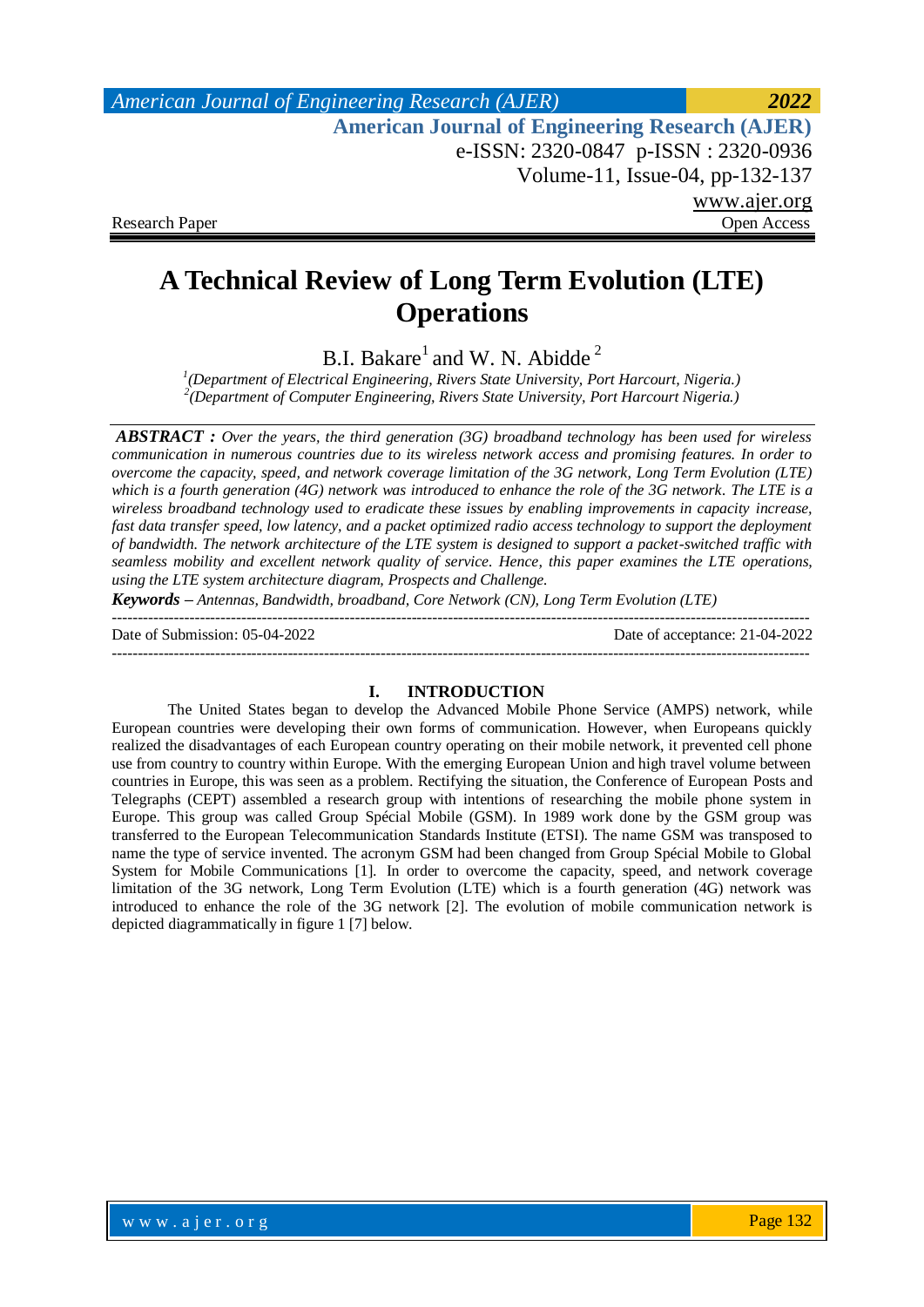Research Paper | Open Access

# A Technical Review of Long Term Evolution (LTE) Operations

B.I. Bakare[1] and W. N. Abidde[2]

[1](Department of Electrical Engineering, Rivers State University, Port Harcourt, Nigeria.)
[2](Department of Computer Engineering, Rivers State University, Port Harcourt Nigeria.)

***ABSTRACT :*** *Over the years, the third generation (3G) broadband technology has been used for wireless communication in numerous countries due to its wireless network access and promising features. In order to overcome the capacity, speed, and network coverage limitation of the 3G network, Long Term Evolution (LTE) which is a fourth generation (4G) network was introduced to enhance the role of the 3G network. The LTE is a wireless broadband technology used to eradicate these issues by enabling improvements in capacity increase, fast data transfer speed, low latency, and a packet optimized radio access technology to support the deployment of bandwidth. The network architecture of the LTE system is designed to support a packet-switched traffic with seamless mobility and excellent network quality of service. Hence, this paper examines the LTE operations, using the LTE system architecture diagram, Prospects and Challenge.*

***Keywords** – Antennas, Bandwidth, broadband, Core Network (CN), Long Term Evolution (LTE)*

---

Date of Submission: 05-04-2022 | Date of acceptance: 21-04-2022

---

## I. INTRODUCTION

The United States began to develop the Advanced Mobile Phone Service (AMPS) network, while European countries were developing their own forms of communication. However, when Europeans quickly realized the disadvantages of each European country operating on their mobile network, it prevented cell phone use from country to country within Europe. With the emerging European Union and high travel volume between countries in Europe, this was seen as a problem. Rectifying the situation, the Conference of European Posts and Telegraphs (CEPT) assembled a research group with intentions of researching the mobile phone system in Europe. This group was called Group Spécial Mobile (GSM). In 1989 work done by the GSM group was transferred to the European Telecommunication Standards Institute (ETSI). The name GSM was transposed to name the type of service invented. The acronym GSM had been changed from Group Spécial Mobile to Global System for Mobile Communications [1]. In order to overcome the capacity, speed, and network coverage limitation of the 3G network, Long Term Evolution (LTE) which is a fourth generation (4G) network was introduced to enhance the role of the 3G network [2]. The evolution of mobile communication network is depicted diagrammatically in figure 1 [7] below.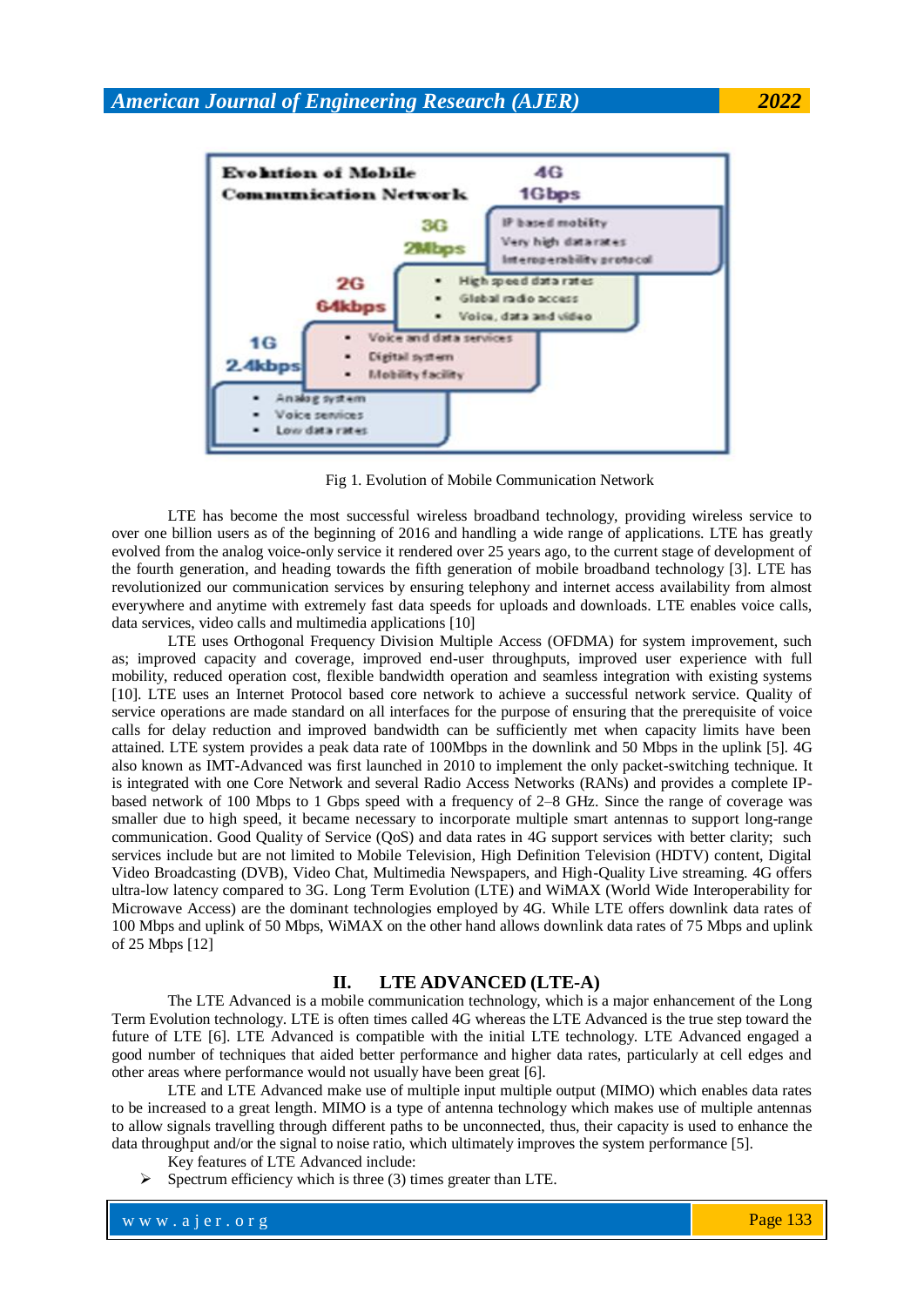Fig 1. Evolution of Mobile Communication Network

LTE has become the most successful wireless broadband technology, providing wireless service to over one billion users as of the beginning of 2016 and handling a wide range of applications. LTE has greatly evolved from the analog voice-only service it rendered over 25 years ago, to the current stage of development of the fourth generation, and heading towards the fifth generation of mobile broadband technology [3]. LTE has revolutionized our communication services by ensuring telephony and internet access availability from almost everywhere and anytime with extremely fast data speeds for uploads and downloads. LTE enables voice calls, data services, video calls and multimedia applications [10]

LTE uses Orthogonal Frequency Division Multiple Access (OFDMA) for system improvement, such as; improved capacity and coverage, improved end-user throughputs, improved user experience with full mobility, reduced operation cost, flexible bandwidth operation and seamless integration with existing systems [10]. LTE uses an Internet Protocol based core network to achieve a successful network service. Quality of service operations are made standard on all interfaces for the purpose of ensuring that the prerequisite of voice calls for delay reduction and improved bandwidth can be sufficiently met when capacity limits have been attained. LTE system provides a peak data rate of 100Mbps in the downlink and 50 Mbps in the uplink [5]. 4G also known as IMT-Advanced was first launched in 2010 to implement the only packet-switching technique. It is integrated with one Core Network and several Radio Access Networks (RANs) and provides a complete IP-based network of 100 Mbps to 1 Gbps speed with a frequency of 2–8 GHz. Since the range of coverage was smaller due to high speed, it became necessary to incorporate multiple smart antennas to support long-range communication. Good Quality of Service (QoS) and data rates in 4G support services with better clarity; such services include but are not limited to Mobile Television, High Definition Television (HDTV) content, Digital Video Broadcasting (DVB), Video Chat, Multimedia Newspapers, and High-Quality Live streaming. 4G offers ultra-low latency compared to 3G. Long Term Evolution (LTE) and WiMAX (World Wide Interoperability for Microwave Access) are the dominant technologies employed by 4G. While LTE offers downlink data rates of 100 Mbps and uplink of 50 Mbps, WiMAX on the other hand allows downlink data rates of 75 Mbps and uplink of 25 Mbps [12]

## II. LTE ADVANCED (LTE-A)

The LTE Advanced is a mobile communication technology, which is a major enhancement of the Long Term Evolution technology. LTE is often times called 4G whereas the LTE Advanced is the true step toward the future of LTE [6]. LTE Advanced is compatible with the initial LTE technology. LTE Advanced engaged a good number of techniques that aided better performance and higher data rates, particularly at cell edges and other areas where performance would not usually have been great [6].

LTE and LTE Advanced make use of multiple input multiple output (MIMO) which enables data rates to be increased to a great length. MIMO is a type of antenna technology which makes use of multiple antennas to allow signals travelling through different paths to be unconnected, thus, their capacity is used to enhance the data throughput and/or the signal to noise ratio, which ultimately improves the system performance [5].

Key features of LTE Advanced include:

- Spectrum efficiency which is three (3) times greater than LTE.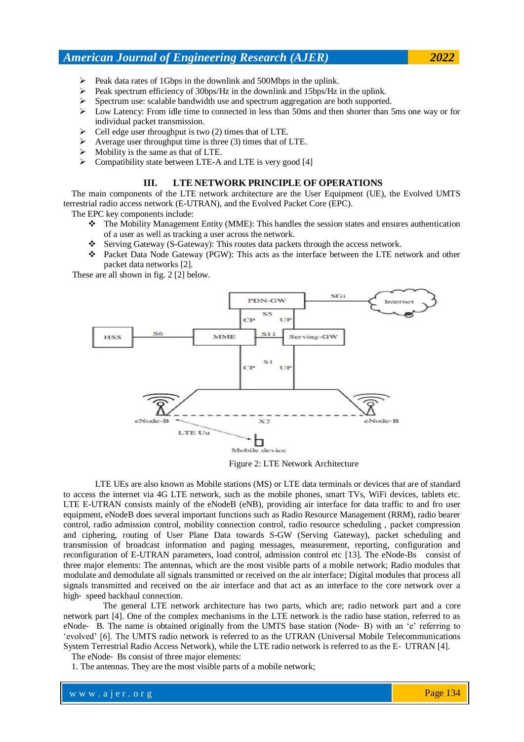- Peak data rates of 1Gbps in the downlink and 500Mbps in the uplink.
- Peak spectrum efficiency of 30bps/Hz in the downlink and 15bps/Hz in the uplink.
- Spectrum use: scalable bandwidth use and spectrum aggregation are both supported.
- Low Latency: From idle time to connected in less than 50ms and then shorter than 5ms one way or for individual packet transmission.
- Cell edge user throughput is two (2) times that of LTE.
- Average user throughput time is three (3) times that of LTE.
- Mobility is the same as that of LTE.
- Compatibility state between LTE-A and LTE is very good [4]

## III. LTE NETWORK PRINCIPLE OF OPERATIONS

The main components of the LTE network architecture are the User Equipment (UE), the Evolved UMTS terrestrial radio access network (E-UTRAN), and the Evolved Packet Core (EPC).

The EPC key components include:

- The Mobility Management Entity (MME): This handles the session states and ensures authentication of a user as well as tracking a user across the network.
- Serving Gateway (S-Gateway): This routes data packets through the access network.
- Packet Data Node Gateway (PGW): This acts as the interface between the LTE network and other packet data networks [2].

These are all shown in fig. 2 [2] below.

Figure 2: LTE Network Architecture

LTE UEs are also known as Mobile stations (MS) or LTE data terminals or devices that are of standard to access the internet via 4G LTE network, such as the mobile phones, smart TVs, WiFi devices, tablets etc. LTE E-UTRAN consists mainly of the eNodeB (eNB), providing air interface for data traffic to and fro user equipment, eNodeB does several important functions such as Radio Resource Management (RRM), radio bearer control, radio admission control, mobility connection control, radio resource scheduling , packet compression and ciphering, routing of User Plane Data towards S-GW (Serving Gateway), packet scheduling and transmission of broadcast information and paging messages, measurement, reporting, configuration and reconfiguration of E-UTRAN parameters, load control, admission control etc [13]. The eNode-Bs consist of three major elements: The antennas, which are the most visible parts of a mobile network; Radio modules that modulate and demodulate all signals transmitted or received on the air interface; Digital modules that process all signals transmitted and received on the air interface and that act as an interface to the core network over a high- speed backhaul connection.

The general LTE network architecture has two parts, which are; radio network part and a core network part [4]. One of the complex mechanisms in the LTE network is the radio base station, referred to as eNode- B. The name is obtained originally from the UMTS base station (Node- B) with an 'e' referring to 'evolved' [6]. The UMTS radio network is referred to as the UTRAN (Universal Mobile Telecommunications System Terrestrial Radio Access Network), while the LTE radio network is referred to as the E- UTRAN [4].

The eNode- Bs consist of three major elements:

1. The antennas. They are the most visible parts of a mobile network;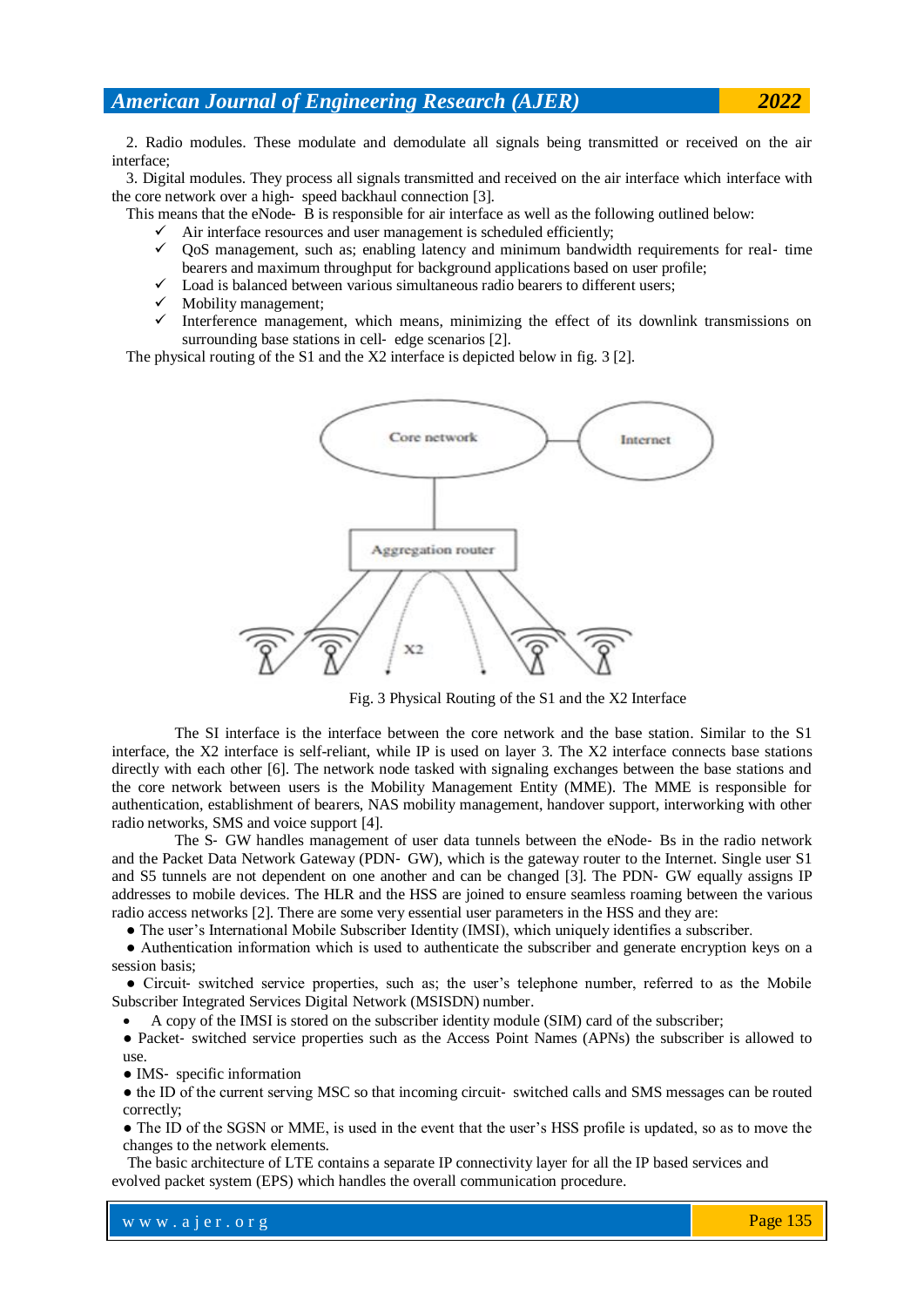2. Radio modules. These modulate and demodulate all signals being transmitted or received on the air interface;

3. Digital modules. They process all signals transmitted and received on the air interface which interface with the core network over a high- speed backhaul connection [3].

This means that the eNode- B is responsible for air interface as well as the following outlined below:

- ✓ Air interface resources and user management is scheduled efficiently;
- ✓ QoS management, such as; enabling latency and minimum bandwidth requirements for real- time bearers and maximum throughput for background applications based on user profile;
- ✓ Load is balanced between various simultaneous radio bearers to different users;
- ✓ Mobility management;
- ✓ Interference management, which means, minimizing the effect of its downlink transmissions on surrounding base stations in cell- edge scenarios [2].

The physical routing of the S1 and the X2 interface is depicted below in fig. 3 [2].

Fig. 3 Physical Routing of the S1 and the X2 Interface

The SI interface is the interface between the core network and the base station. Similar to the S1 interface, the X2 interface is self-reliant, while IP is used on layer 3. The X2 interface connects base stations directly with each other [6]. The network node tasked with signaling exchanges between the base stations and the core network between users is the Mobility Management Entity (MME). The MME is responsible for authentication, establishment of bearers, NAS mobility management, handover support, interworking with other radio networks, SMS and voice support [4].

The S- GW handles management of user data tunnels between the eNode- Bs in the radio network and the Packet Data Network Gateway (PDN- GW), which is the gateway router to the Internet. Single user S1 and S5 tunnels are not dependent on one another and can be changed [3]. The PDN- GW equally assigns IP addresses to mobile devices. The HLR and the HSS are joined to ensure seamless roaming between the various radio access networks [2]. There are some very essential user parameters in the HSS and they are:

- The user's International Mobile Subscriber Identity (IMSI), which uniquely identifies a subscriber.
- Authentication information which is used to authenticate the subscriber and generate encryption keys on a session basis;
- Circuit- switched service properties, such as; the user's telephone number, referred to as the Mobile Subscriber Integrated Services Digital Network (MSISDN) number.
- A copy of the IMSI is stored on the subscriber identity module (SIM) card of the subscriber;
- Packet- switched service properties such as the Access Point Names (APNs) the subscriber is allowed to use.
- IMS- specific information
- the ID of the current serving MSC so that incoming circuit- switched calls and SMS messages can be routed correctly;
- The ID of the SGSN or MME, is used in the event that the user's HSS profile is updated, so as to move the changes to the network elements.

The basic architecture of LTE contains a separate IP connectivity layer for all the IP based services and evolved packet system (EPS) which handles the overall communication procedure.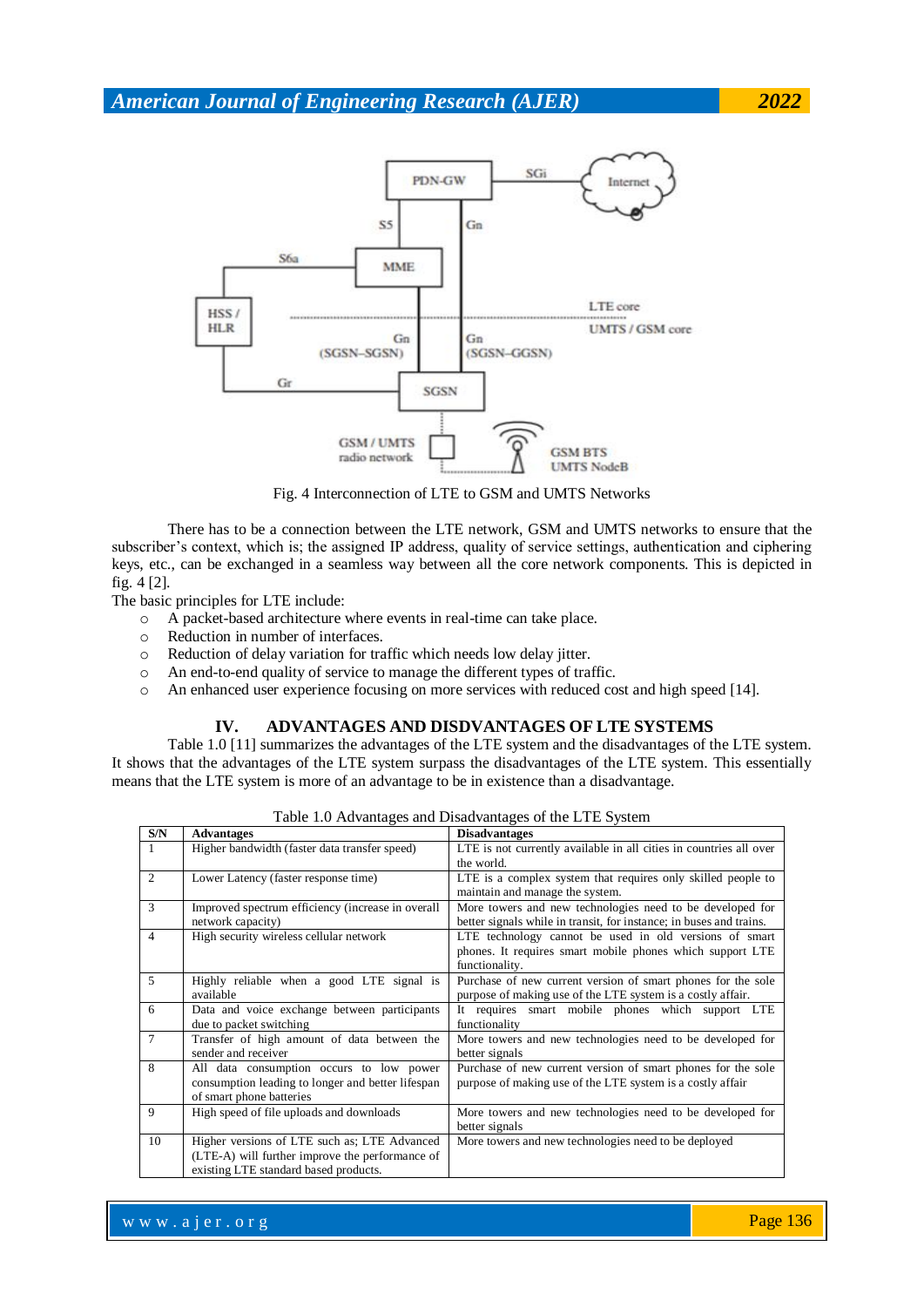Fig. 4 Interconnection of LTE to GSM and UMTS Networks

There has to be a connection between the LTE network, GSM and UMTS networks to ensure that the subscriber's context, which is; the assigned IP address, quality of service settings, authentication and ciphering keys, etc., can be exchanged in a seamless way between all the core network components. This is depicted in fig. 4 [2].

The basic principles for LTE include:

- A packet-based architecture where events in real-time can take place.
- Reduction in number of interfaces.
- Reduction of delay variation for traffic which needs low delay jitter.
- An end-to-end quality of service to manage the different types of traffic.
- An enhanced user experience focusing on more services with reduced cost and high speed [14].

## IV. ADVANTAGES AND DISDVANTAGES OF LTE SYSTEMS

Table 1.0 [11] summarizes the advantages of the LTE system and the disadvantages of the LTE system. It shows that the advantages of the LTE system surpass the disadvantages of the LTE system. This essentially means that the LTE system is more of an advantage to be in existence than a disadvantage.

Table 1.0 Advantages and Disadvantages of the LTE System

| S/N | Advantages | Disadvantages |
|---|---|---|
| 1 | Higher bandwidth (faster data transfer speed) | LTE is not currently available in all cities in countries all over the world. |
| 2 | Lower Latency (faster response time) | LTE is a complex system that requires only skilled people to maintain and manage the system. |
| 3 | Improved spectrum efficiency (increase in overall network capacity) | More towers and new technologies need to be developed for better signals while in transit, for instance; in buses and trains. |
| 4 | High security wireless cellular network | LTE technology cannot be used in old versions of smart phones. It requires smart mobile phones which support LTE functionality. |
| 5 | Highly reliable when a good LTE signal is available | Purchase of new current version of smart phones for the sole purpose of making use of the LTE system is a costly affair. |
| 6 | Data and voice exchange between participants due to packet switching | It requires smart mobile phones which support LTE functionality |
| 7 | Transfer of high amount of data between the sender and receiver | More towers and new technologies need to be developed for better signals |
| 8 | All data consumption occurs to low power consumption leading to longer and better lifespan of smart phone batteries | Purchase of new current version of smart phones for the sole purpose of making use of the LTE system is a costly affair |
| 9 | High speed of file uploads and downloads | More towers and new technologies need to be developed for better signals |
| 10 | Higher versions of LTE such as; LTE Advanced (LTE-A) will further improve the performance of existing LTE standard based products. | More towers and new technologies need to be deployed |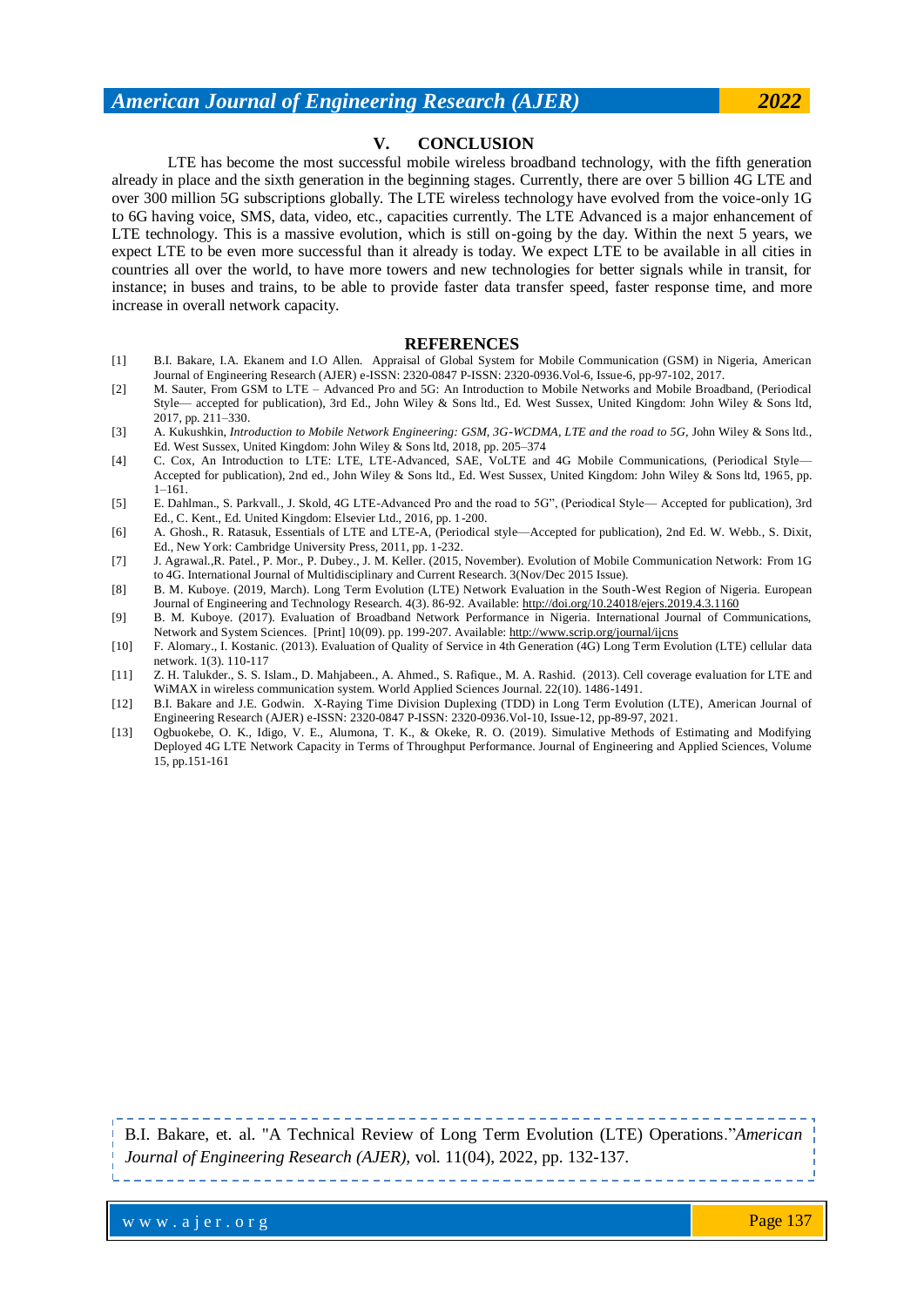## V. CONCLUSION

LTE has become the most successful mobile wireless broadband technology, with the fifth generation already in place and the sixth generation in the beginning stages. Currently, there are over 5 billion 4G LTE and over 300 million 5G subscriptions globally. The LTE wireless technology have evolved from the voice-only 1G to 6G having voice, SMS, data, video, etc., capacities currently. The LTE Advanced is a major enhancement of LTE technology. This is a massive evolution, which is still on-going by the day. Within the next 5 years, we expect LTE to be even more successful than it already is today. We expect LTE to be available in all cities in countries all over the world, to have more towers and new technologies for better signals while in transit, for instance; in buses and trains, to be able to provide faster data transfer speed, faster response time, and more increase in overall network capacity.

## REFERENCES

[1] B.I. Bakare, I.A. Ekanem and I.O Allen. Appraisal of Global System for Mobile Communication (GSM) in Nigeria, American Journal of Engineering Research (AJER) e-ISSN: 2320-0847 P-ISSN: 2320-0936.Vol-6, Issue-6, pp-97-102, 2017.

[2] M. Sauter, From GSM to LTE – Advanced Pro and 5G: An Introduction to Mobile Networks and Mobile Broadband, (Periodical Style— accepted for publication), 3rd Ed., John Wiley & Sons ltd., Ed. West Sussex, United Kingdom: John Wiley & Sons ltd, 2017, pp. 211–330.

[3] A. Kukushkin, *Introduction to Mobile Network Engineering: GSM, 3G-WCDMA, LTE and the road to 5G,* John Wiley & Sons ltd., Ed. West Sussex, United Kingdom: John Wiley & Sons ltd, 2018, pp. 205–374

[4] C. Cox, An Introduction to LTE: LTE, LTE-Advanced, SAE, VoLTE and 4G Mobile Communications, (Periodical Style— Accepted for publication), 2nd ed., John Wiley & Sons ltd., Ed. West Sussex, United Kingdom: John Wiley & Sons ltd, 1965, pp. 1–161.

[5] E. Dahlman., S. Parkvall., J. Skold, 4G LTE-Advanced Pro and the road to 5G", (Periodical Style— Accepted for publication), 3rd Ed., C. Kent., Ed. United Kingdom: Elsevier Ltd., 2016, pp. 1-200.

[6] A. Ghosh., R. Ratasuk, Essentials of LTE and LTE-A, (Periodical style—Accepted for publication), 2nd Ed. W. Webb., S. Dixit, Ed., New York: Cambridge University Press, 2011, pp. 1-232.

[7] J. Agrawal.,R. Patel., P. Mor., P. Dubey., J. M. Keller. (2015, November). Evolution of Mobile Communication Network: From 1G to 4G. International Journal of Multidisciplinary and Current Research. 3(Nov/Dec 2015 Issue).

[8] B. M. Kuboye. (2019, March). Long Term Evolution (LTE) Network Evaluation in the South-West Region of Nigeria. European Journal of Engineering and Technology Research. 4(3). 86-92. Available: http://doi.org/10.24018/ejers.2019.4.3.1160

[9] B. M. Kuboye. (2017). Evaluation of Broadband Network Performance in Nigeria. International Journal of Communications, Network and System Sciences. [Print] 10(09). pp. 199-207. Available: http://www.scrip.org/journal/ijcns

[10] F. Alomary., I. Kostanic. (2013). Evaluation of Quality of Service in 4th Generation (4G) Long Term Evolution (LTE) cellular data network. 1(3). 110-117

[11] Z. H. Talukder., S. S. Islam., D. Mahjabeen., A. Ahmed., S. Rafique., M. A. Rashid. (2013). Cell coverage evaluation for LTE and WiMAX in wireless communication system. World Applied Sciences Journal. 22(10). 1486-1491.

[12] B.I. Bakare and J.E. Godwin. X-Raying Time Division Duplexing (TDD) in Long Term Evolution (LTE), American Journal of Engineering Research (AJER) e-ISSN: 2320-0847 P-ISSN: 2320-0936.Vol-10, Issue-12, pp-89-97, 2021.

[13] Ogbuokebe, O. K., Idigo, V. E., Alumona, T. K., & Okeke, R. O. (2019). Simulative Methods of Estimating and Modifying Deployed 4G LTE Network Capacity in Terms of Throughput Performance. Journal of Engineering and Applied Sciences, Volume 15, pp.151-161

B.I. Bakare, et. al. "A Technical Review of Long Term Evolution (LTE) Operations."*American Journal of Engineering Research (AJER)*, vol. 11(04), 2022, pp. 132-137.